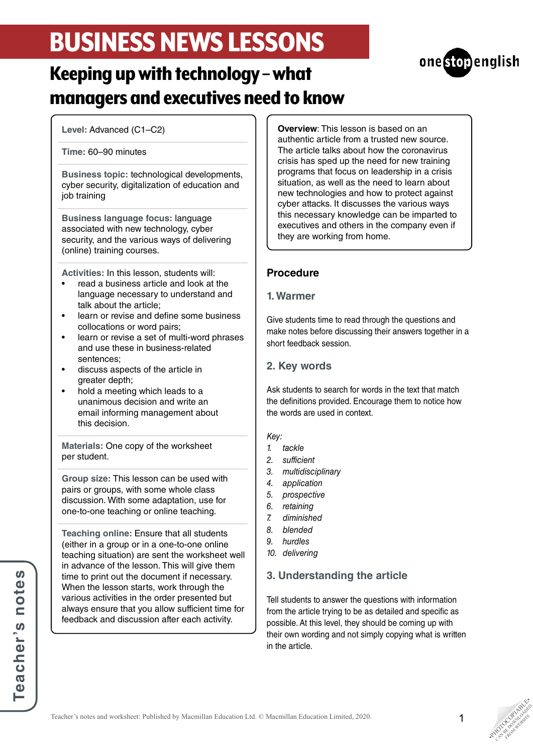# BUSINESS NEWS LESSONS

## Keeping up with technology – what managers and executives need to know

**Level:** Advanced (C1–C2)

**Time:** 60–90 minutes

**Business topic:** technological developments, cyber security, digitalization of education and job training

**Business language focus:** language associated with new technology, cyber security, and the various ways of delivering (online) training courses.

**Activities:** In this lesson, students will:

- read a business article and look at the language necessary to understand and talk about the article;
- learn or revise and define some business collocations or word pairs;
- learn or revise a set of multi-word phrases and use these in business-related sentences;
- discuss aspects of the article in greater depth;
- hold a meeting which leads to a unanimous decision and write an email informing management about this decision.

**Materials:** One copy of the worksheet per student.

**Group size:** This lesson can be used with pairs or groups, with some whole class discussion. With some adaptation, use for one-to-one teaching or online teaching.

**Teaching online:** Ensure that all students (either in a group or in a one-to-one online teaching situation) are sent the worksheet well in advance of the lesson. This will give them time to print out the document if necessary. When the lesson starts, work through the various activities in the order presented but always ensure that you allow sufficient time for feedback and discussion after each activity.

**Overview**: This lesson is based on an authentic article from a trusted new source. The article talks about how the coronavirus crisis has sped up the need for new training programs that focus on leadership in a crisis situation, as well as the need to learn about new technologies and how to protect against cyber attacks. It discusses the various ways this necessary knowledge can be imparted to executives and others in the company even if they are working from home.

### Procedure

#### 1. Warmer

Give students time to read through the questions and make notes before discussing their answers together in a short feedback session.

#### 2. Key words

Ask students to search for words in the text that match the definitions provided. Encourage them to notice how the words are used in context.

*Key:*

1. *tackle*
2. *sufficient*
3. *multidisciplinary*
4. *application*
5. *prospective*
6. *retaining*
7. *diminished*
8. *blended*
9. *hurdles*
10. *delivering*

#### 3. Understanding the article

Tell students to answer the questions with information from the article trying to be as detailed and specific as possible. At this level, they should be coming up with their own wording and not simply copying what is written in the article.

Teacher's notes and worksheet: Published by Macmillan Education Ltd. © Macmillan Education Limited, 2020.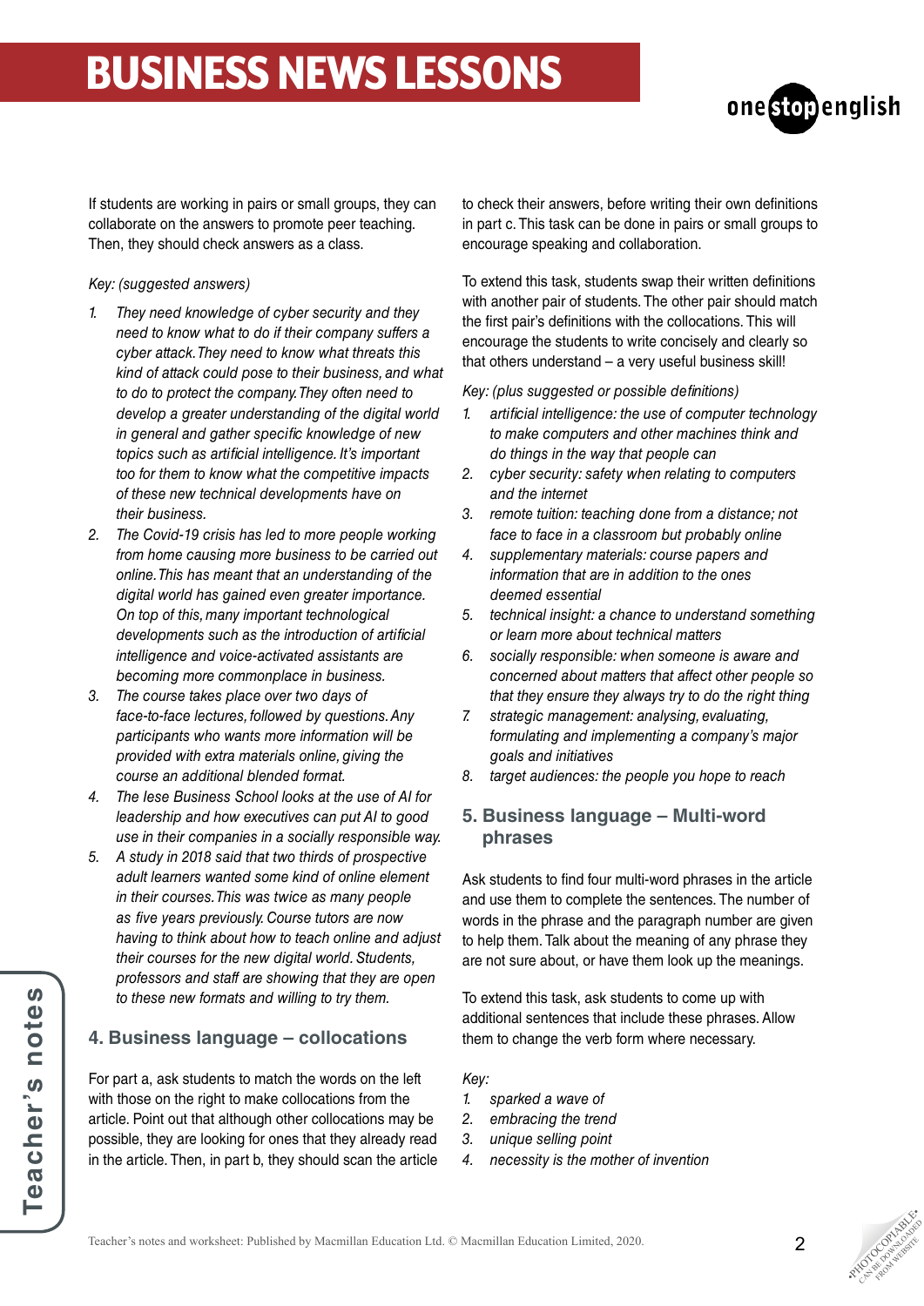If students are working in pairs or small groups, they can collaborate on the answers to promote peer teaching. Then, they should check answers as a class.

*Key: (suggested answers)*

1. *They need knowledge of cyber security and they need to know what to do if their company suffers a cyber attack. They need to know what threats this kind of attack could pose to their business, and what to do to protect the company. They often need to develop a greater understanding of the digital world in general and gather specific knowledge of new topics such as artificial intelligence. It's important too for them to know what the competitive impacts of these new technical developments have on their business.*
2. *The Covid-19 crisis has led to more people working from home causing more business to be carried out online. This has meant that an understanding of the digital world has gained even greater importance. On top of this, many important technological developments such as the introduction of artificial intelligence and voice-activated assistants are becoming more commonplace in business.*
3. *The course takes place over two days of face-to-face lectures, followed by questions. Any participants who wants more information will be provided with extra materials online, giving the course an additional blended format.*
4. *The Iese Business School looks at the use of AI for leadership and how executives can put AI to good use in their companies in a socially responsible way.*
5. *A study in 2018 said that two thirds of prospective adult learners wanted some kind of online element in their courses. This was twice as many people as five years previously. Course tutors are now having to think about how to teach online and adjust their courses for the new digital world. Students, professors and staff are showing that they are open to these new formats and willing to try them.*

## 4. Business language – collocations

For part a, ask students to match the words on the left with those on the right to make collocations from the article. Point out that although other collocations may be possible, they are looking for ones that they already read in the article. Then, in part b, they should scan the article to check their answers, before writing their own definitions in part c. This task can be done in pairs or small groups to encourage speaking and collaboration.

To extend this task, students swap their written definitions with another pair of students. The other pair should match the first pair's definitions with the collocations. This will encourage the students to write concisely and clearly so that others understand – a very useful business skill!

*Key: (plus suggested or possible definitions)*

1. *artificial intelligence: the use of computer technology to make computers and other machines think and do things in the way that people can*
2. *cyber security: safety when relating to computers and the internet*
3. *remote tuition: teaching done from a distance; not face to face in a classroom but probably online*
4. *supplementary materials: course papers and information that are in addition to the ones deemed essential*
5. *technical insight: a chance to understand something or learn more about technical matters*
6. *socially responsible: when someone is aware and concerned about matters that affect other people so that they ensure they always try to do the right thing*
7. *strategic management: analysing, evaluating, formulating and implementing a company's major goals and initiatives*
8. *target audiences: the people you hope to reach*

## 5. Business language – Multi-word phrases

Ask students to find four multi-word phrases in the article and use them to complete the sentences. The number of words in the phrase and the paragraph number are given to help them. Talk about the meaning of any phrase they are not sure about, or have them look up the meanings.

To extend this task, ask students to come up with additional sentences that include these phrases. Allow them to change the verb form where necessary.

*Key:*

1. *sparked a wave of*
2. *embracing the trend*
3. *unique selling point*
4. *necessity is the mother of invention*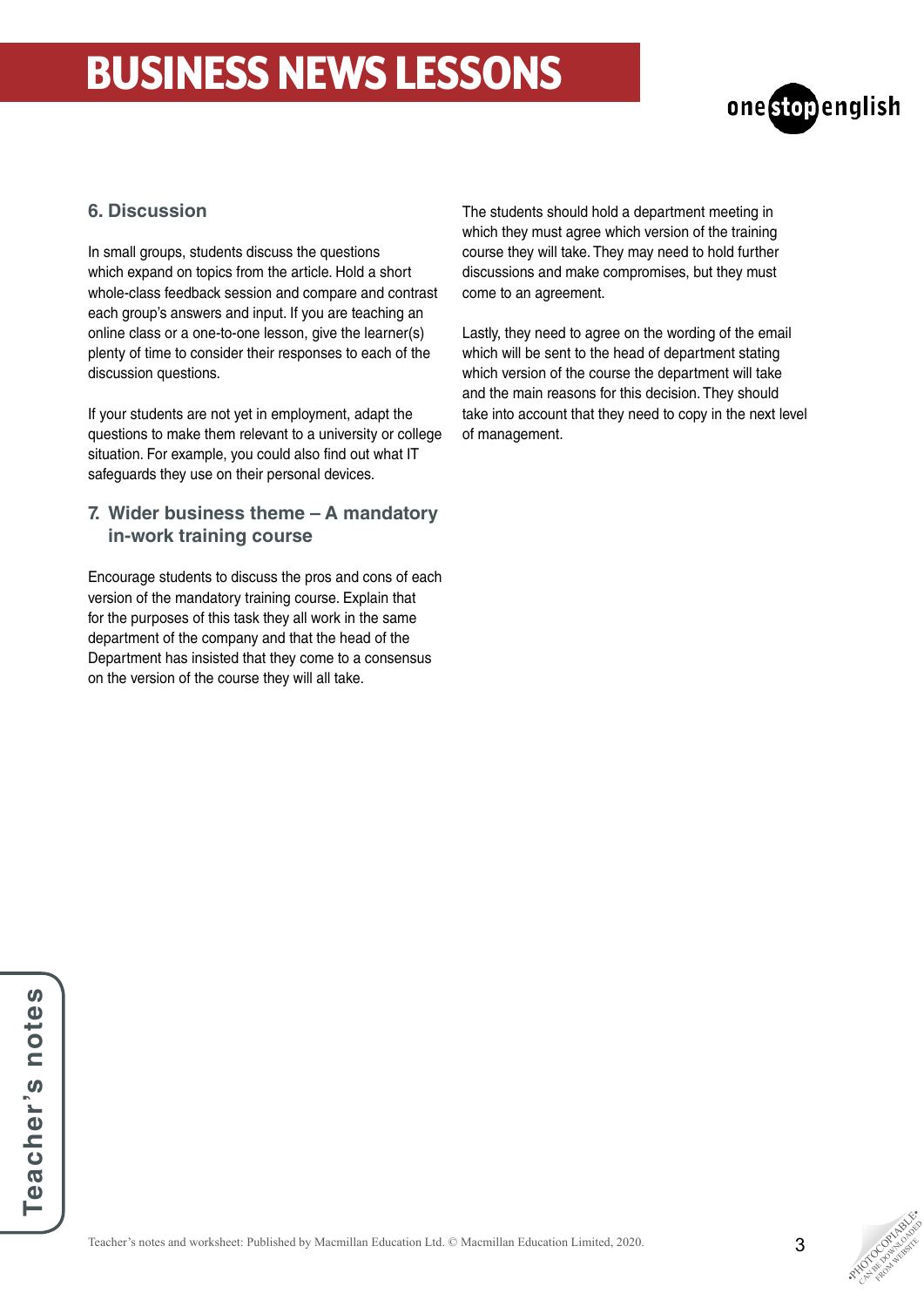## 6. Discussion

In small groups, students discuss the questions which expand on topics from the article. Hold a short whole-class feedback session and compare and contrast each group's answers and input. If you are teaching an online class or a one-to-one lesson, give the learner(s) plenty of time to consider their responses to each of the discussion questions.

If your students are not yet in employment, adapt the questions to make them relevant to a university or college situation. For example, you could also find out what IT safeguards they use on their personal devices.

## 7. Wider business theme – A mandatory in-work training course

Encourage students to discuss the pros and cons of each version of the mandatory training course. Explain that for the purposes of this task they all work in the same department of the company and that the head of the Department has insisted that they come to a consensus on the version of the course they will all take.

The students should hold a department meeting in which they must agree which version of the training course they will take. They may need to hold further discussions and make compromises, but they must come to an agreement.

Lastly, they need to agree on the wording of the email which will be sent to the head of department stating which version of the course the department will take and the main reasons for this decision. They should take into account that they need to copy in the next level of management.